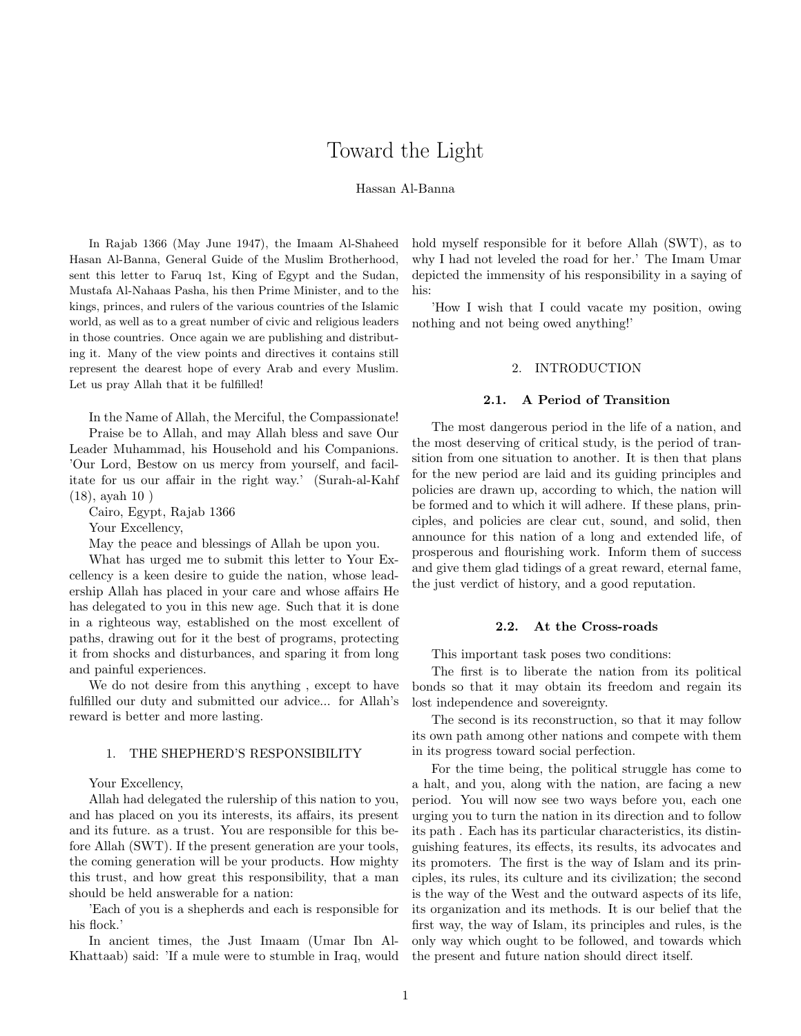# Toward the Light

Hassan Al-Banna

In Rajab 1366 (May June 1947), the Imaam Al-Shaheed Hasan Al-Banna, General Guide of the Muslim Brotherhood, sent this letter to Faruq 1st, King of Egypt and the Sudan, Mustafa Al-Nahaas Pasha, his then Prime Minister, and to the kings, princes, and rulers of the various countries of the Islamic world, as well as to a great number of civic and religious leaders in those countries. Once again we are publishing and distributing it. Many of the view points and directives it contains still represent the dearest hope of every Arab and every Muslim. Let us pray Allah that it be fulfilled!

In the Name of Allah, the Merciful, the Compassionate!

Praise be to Allah, and may Allah bless and save Our Leader Muhammad, his Household and his Companions. 'Our Lord, Bestow on us mercy from yourself, and facilitate for us our affair in the right way.' (Surah-al-Kahf (18), ayah 10 )

Cairo, Egypt, Rajab 1366

Your Excellency,

May the peace and blessings of Allah be upon you.

What has urged me to submit this letter to Your Excellency is a keen desire to guide the nation, whose leadership Allah has placed in your care and whose affairs He has delegated to you in this new age. Such that it is done in a righteous way, established on the most excellent of paths, drawing out for it the best of programs, protecting it from shocks and disturbances, and sparing it from long and painful experiences.

We do not desire from this anything , except to have fulfilled our duty and submitted our advice... for Allah's reward is better and more lasting.

## 1. THE SHEPHERD'S RESPONSIBILITY

Your Excellency,

Allah had delegated the rulership of this nation to you, and has placed on you its interests, its affairs, its present and its future. as a trust. You are responsible for this before Allah (SWT). If the present generation are your tools, the coming generation will be your products. How mighty this trust, and how great this responsibility, that a man should be held answerable for a nation:

'Each of you is a shepherds and each is responsible for his flock.'

In ancient times, the Just Imaam (Umar Ibn Al-Khattaab) said: 'If a mule were to stumble in Iraq, would hold myself responsible for it before Allah (SWT), as to why I had not leveled the road for her.' The Imam Umar depicted the immensity of his responsibility in a saying of his:

'How I wish that I could vacate my position, owing nothing and not being owed anything!'

## 2. INTRODUCTION

### 2.1. A Period of Transition

The most dangerous period in the life of a nation, and the most deserving of critical study, is the period of transition from one situation to another. It is then that plans for the new period are laid and its guiding principles and policies are drawn up, according to which, the nation will be formed and to which it will adhere. If these plans, principles, and policies are clear cut, sound, and solid, then announce for this nation of a long and extended life, of prosperous and flourishing work. Inform them of success and give them glad tidings of a great reward, eternal fame, the just verdict of history, and a good reputation.

### 2.2. At the Cross-roads

This important task poses two conditions:

The first is to liberate the nation from its political bonds so that it may obtain its freedom and regain its lost independence and sovereignty.

The second is its reconstruction, so that it may follow its own path among other nations and compete with them in its progress toward social perfection.

For the time being, the political struggle has come to a halt, and you, along with the nation, are facing a new period. You will now see two ways before you, each one urging you to turn the nation in its direction and to follow its path . Each has its particular characteristics, its distinguishing features, its effects, its results, its advocates and its promoters. The first is the way of Islam and its principles, its rules, its culture and its civilization; the second is the way of the West and the outward aspects of its life, its organization and its methods. It is our belief that the first way, the way of Islam, its principles and rules, is the only way which ought to be followed, and towards which the present and future nation should direct itself.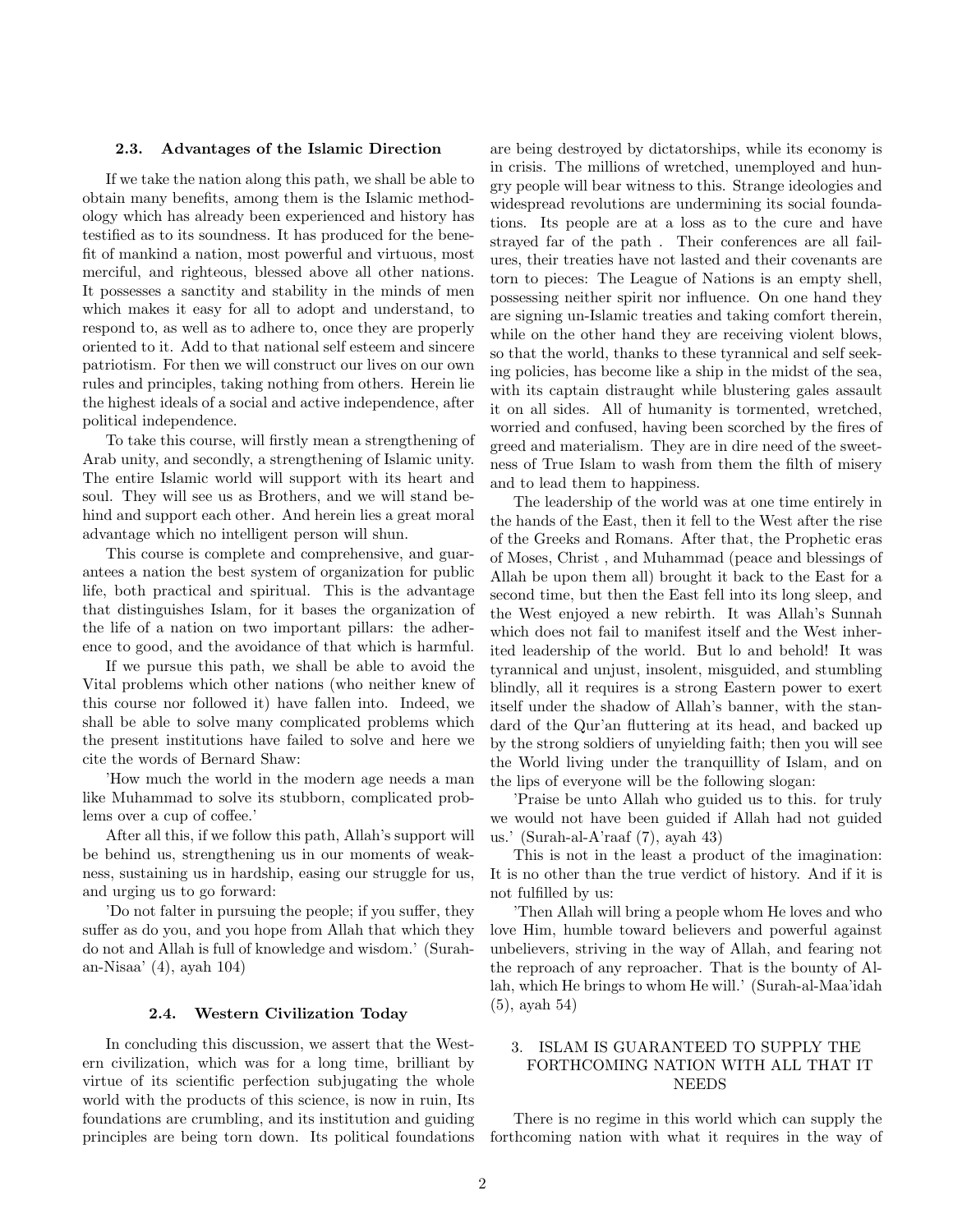### 2.3. Advantages of the Islamic Direction

If we take the nation along this path, we shall be able to obtain many benefits, among them is the Islamic methodology which has already been experienced and history has testified as to its soundness. It has produced for the benefit of mankind a nation, most powerful and virtuous, most merciful, and righteous, blessed above all other nations. It possesses a sanctity and stability in the minds of men which makes it easy for all to adopt and understand, to respond to, as well as to adhere to, once they are properly oriented to it. Add to that national self esteem and sincere patriotism. For then we will construct our lives on our own rules and principles, taking nothing from others. Herein lie the highest ideals of a social and active independence, after political independence.

To take this course, will firstly mean a strengthening of Arab unity, and secondly, a strengthening of Islamic unity. The entire Islamic world will support with its heart and soul. They will see us as Brothers, and we will stand behind and support each other. And herein lies a great moral advantage which no intelligent person will shun.

This course is complete and comprehensive, and guarantees a nation the best system of organization for public life, both practical and spiritual. This is the advantage that distinguishes Islam, for it bases the organization of the life of a nation on two important pillars: the adherence to good, and the avoidance of that which is harmful.

If we pursue this path, we shall be able to avoid the Vital problems which other nations (who neither knew of this course nor followed it) have fallen into. Indeed, we shall be able to solve many complicated problems which the present institutions have failed to solve and here we cite the words of Bernard Shaw:

'How much the world in the modern age needs a man like Muhammad to solve its stubborn, complicated problems over a cup of coffee.'

After all this, if we follow this path, Allah's support will be behind us, strengthening us in our moments of weakness, sustaining us in hardship, easing our struggle for us, and urging us to go forward:

'Do not falter in pursuing the people; if you suffer, they suffer as do you, and you hope from Allah that which they do not and Allah is full of knowledge and wisdom.' (Surah-an-Nisaa' (4), ayah 104)

### 2.4. Western Civilization Today

In concluding this discussion, we assert that the Western civilization, which was for a long time, brilliant by virtue of its scientific perfection subjugating the whole world with the products of this science, is now in ruin, Its foundations are crumbling, and its institution and guiding principles are being torn down. Its political foundations are being destroyed by dictatorships, while its economy is in crisis. The millions of wretched, unemployed and hungry people will bear witness to this. Strange ideologies and widespread revolutions are undermining its social foundations. Its people are at a loss as to the cure and have strayed far of the path . Their conferences are all failures, their treaties have not lasted and their covenants are torn to pieces: The League of Nations is an empty shell, possessing neither spirit nor influence. On one hand they are signing un-Islamic treaties and taking comfort therein, while on the other hand they are receiving violent blows, so that the world, thanks to these tyrannical and self seeking policies, has become like a ship in the midst of the sea, with its captain distraught while blustering gales assault it on all sides. All of humanity is tormented, wretched, worried and confused, having been scorched by the fires of greed and materialism. They are in dire need of the sweetness of True Islam to wash from them the filth of misery and to lead them to happiness.

The leadership of the world was at one time entirely in the hands of the East, then it fell to the West after the rise of the Greeks and Romans. After that, the Prophetic eras of Moses, Christ , and Muhammad (peace and blessings of Allah be upon them all) brought it back to the East for a second time, but then the East fell into its long sleep, and the West enjoyed a new rebirth. It was Allah's Sunnah which does not fail to manifest itself and the West inherited leadership of the world. But lo and behold! It was tyrannical and unjust, insolent, misguided, and stumbling blindly, all it requires is a strong Eastern power to exert itself under the shadow of Allah's banner, with the standard of the Qur'an fluttering at its head, and backed up by the strong soldiers of unyielding faith; then you will see the World living under the tranquillity of Islam, and on the lips of everyone will be the following slogan:

'Praise be unto Allah who guided us to this. for truly we would not have been guided if Allah had not guided us.' (Surah-al-A'raaf (7), ayah 43)

This is not in the least a product of the imagination: It is no other than the true verdict of history. And if it is not fulfilled by us:

'Then Allah will bring a people whom He loves and who love Him, humble toward believers and powerful against unbelievers, striving in the way of Allah, and fearing not the reproach of any reproacher. That is the bounty of Allah, which He brings to whom He will.' (Surah-al-Maa'idah (5), ayah 54)

## 3. ISLAM IS GUARANTEED TO SUPPLY THE FORTHCOMING NATION WITH ALL THAT IT NEEDS

There is no regime in this world which can supply the forthcoming nation with what it requires in the way of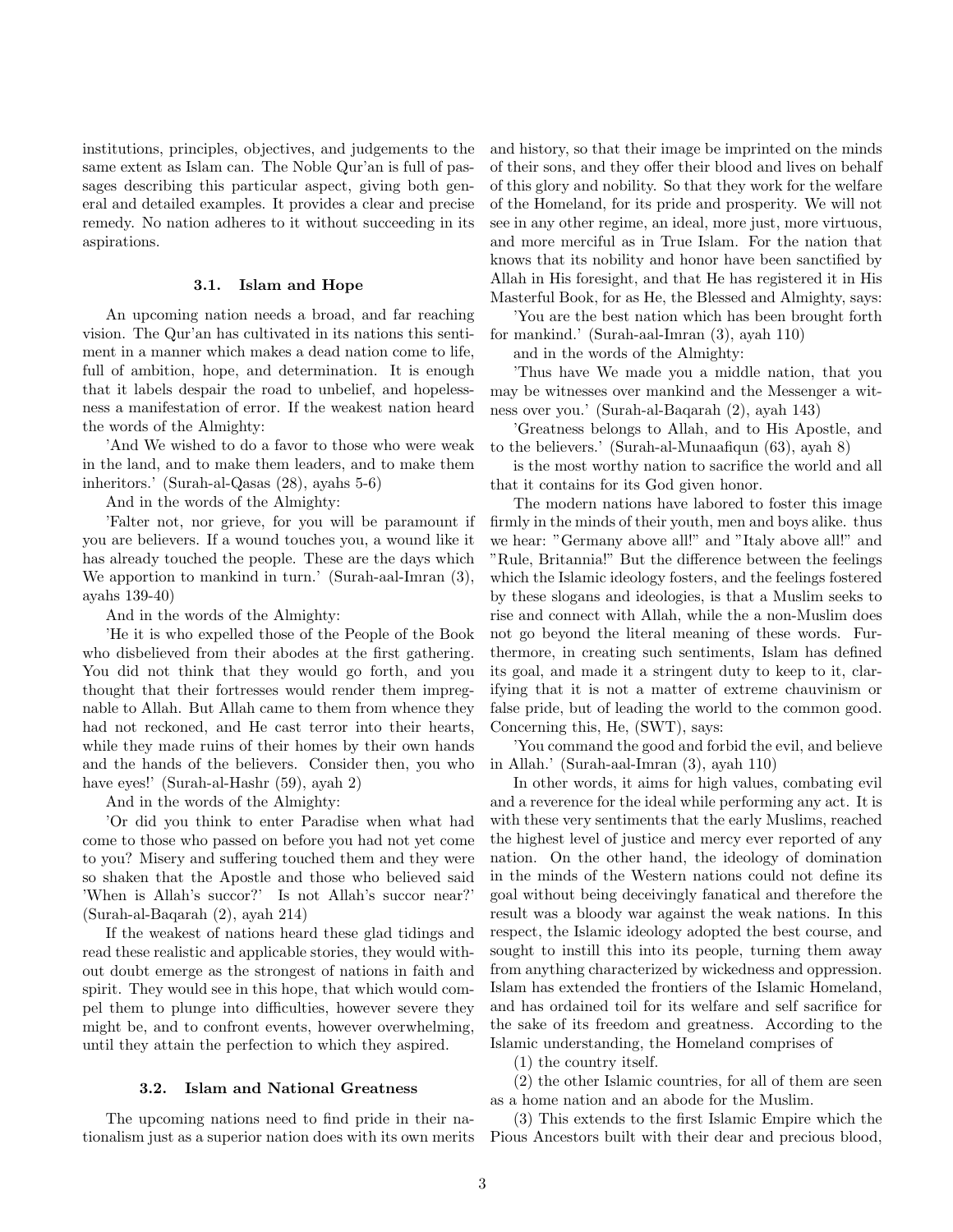institutions, principles, objectives, and judgements to the same extent as Islam can. The Noble Qur'an is full of passages describing this particular aspect, giving both general and detailed examples. It provides a clear and precise remedy. No nation adheres to it without succeeding in its aspirations.

### 3.1. Islam and Hope

An upcoming nation needs a broad, and far reaching vision. The Qur'an has cultivated in its nations this sentiment in a manner which makes a dead nation come to life, full of ambition, hope, and determination. It is enough that it labels despair the road to unbelief, and hopelessness a manifestation of error. If the weakest nation heard the words of the Almighty:

'And We wished to do a favor to those who were weak in the land, and to make them leaders, and to make them inheritors.' (Surah-al-Qasas (28), ayahs 5-6)

And in the words of the Almighty:

'Falter not, nor grieve, for you will be paramount if you are believers. If a wound touches you, a wound like it has already touched the people. These are the days which We apportion to mankind in turn.' (Surah-aal-Imran (3), ayahs 139-40)

And in the words of the Almighty:

'He it is who expelled those of the People of the Book who disbelieved from their abodes at the first gathering. You did not think that they would go forth, and you thought that their fortresses would render them impregnable to Allah. But Allah came to them from whence they had not reckoned, and He cast terror into their hearts, while they made ruins of their homes by their own hands and the hands of the believers. Consider then, you who have eyes!' (Surah-al-Hashr (59), ayah 2)

And in the words of the Almighty:

'Or did you think to enter Paradise when what had come to those who passed on before you had not yet come to you? Misery and suffering touched them and they were so shaken that the Apostle and those who believed said 'When is Allah's succor?' Is not Allah's succor near?' (Surah-al-Baqarah (2), ayah 214)

If the weakest of nations heard these glad tidings and read these realistic and applicable stories, they would without doubt emerge as the strongest of nations in faith and spirit. They would see in this hope, that which would compel them to plunge into difficulties, however severe they might be, and to confront events, however overwhelming, until they attain the perfection to which they aspired.

### 3.2. Islam and National Greatness

The upcoming nations need to find pride in their nationalism just as a superior nation does with its own merits and history, so that their image be imprinted on the minds of their sons, and they offer their blood and lives on behalf of this glory and nobility. So that they work for the welfare of the Homeland, for its pride and prosperity. We will not see in any other regime, an ideal, more just, more virtuous, and more merciful as in True Islam. For the nation that knows that its nobility and honor have been sanctified by Allah in His foresight, and that He has registered it in His Masterful Book, for as He, the Blessed and Almighty, says:

'You are the best nation which has been brought forth for mankind.' (Surah-aal-Imran (3), ayah 110)

and in the words of the Almighty:

'Thus have We made you a middle nation, that you may be witnesses over mankind and the Messenger a witness over you.' (Surah-al-Baqarah (2), ayah 143)

'Greatness belongs to Allah, and to His Apostle, and to the believers.' (Surah-al-Munaafiqun (63), ayah 8)

is the most worthy nation to sacrifice the world and all that it contains for its God given honor.

The modern nations have labored to foster this image firmly in the minds of their youth, men and boys alike. thus we hear: "Germany above all!" and "Italy above all!" and "Rule, Britannia!" But the difference between the feelings which the Islamic ideology fosters, and the feelings fostered by these slogans and ideologies, is that a Muslim seeks to rise and connect with Allah, while the a non-Muslim does not go beyond the literal meaning of these words. Furthermore, in creating such sentiments, Islam has defined its goal, and made it a stringent duty to keep to it, clarifying that it is not a matter of extreme chauvinism or false pride, but of leading the world to the common good. Concerning this, He, (SWT), says:

'You command the good and forbid the evil, and believe in Allah.' (Surah-aal-Imran (3), ayah 110)

In other words, it aims for high values, combating evil and a reverence for the ideal while performing any act. It is with these very sentiments that the early Muslims, reached the highest level of justice and mercy ever reported of any nation. On the other hand, the ideology of domination in the minds of the Western nations could not define its goal without being deceivingly fanatical and therefore the result was a bloody war against the weak nations. In this respect, the Islamic ideology adopted the best course, and sought to instill this into its people, turning them away from anything characterized by wickedness and oppression. Islam has extended the frontiers of the Islamic Homeland, and has ordained toil for its welfare and self sacrifice for the sake of its freedom and greatness. According to the Islamic understanding, the Homeland comprises of

(1) the country itself.

(2) the other Islamic countries, for all of them are seen as a home nation and an abode for the Muslim.

(3) This extends to the first Islamic Empire which the Pious Ancestors built with their dear and precious blood,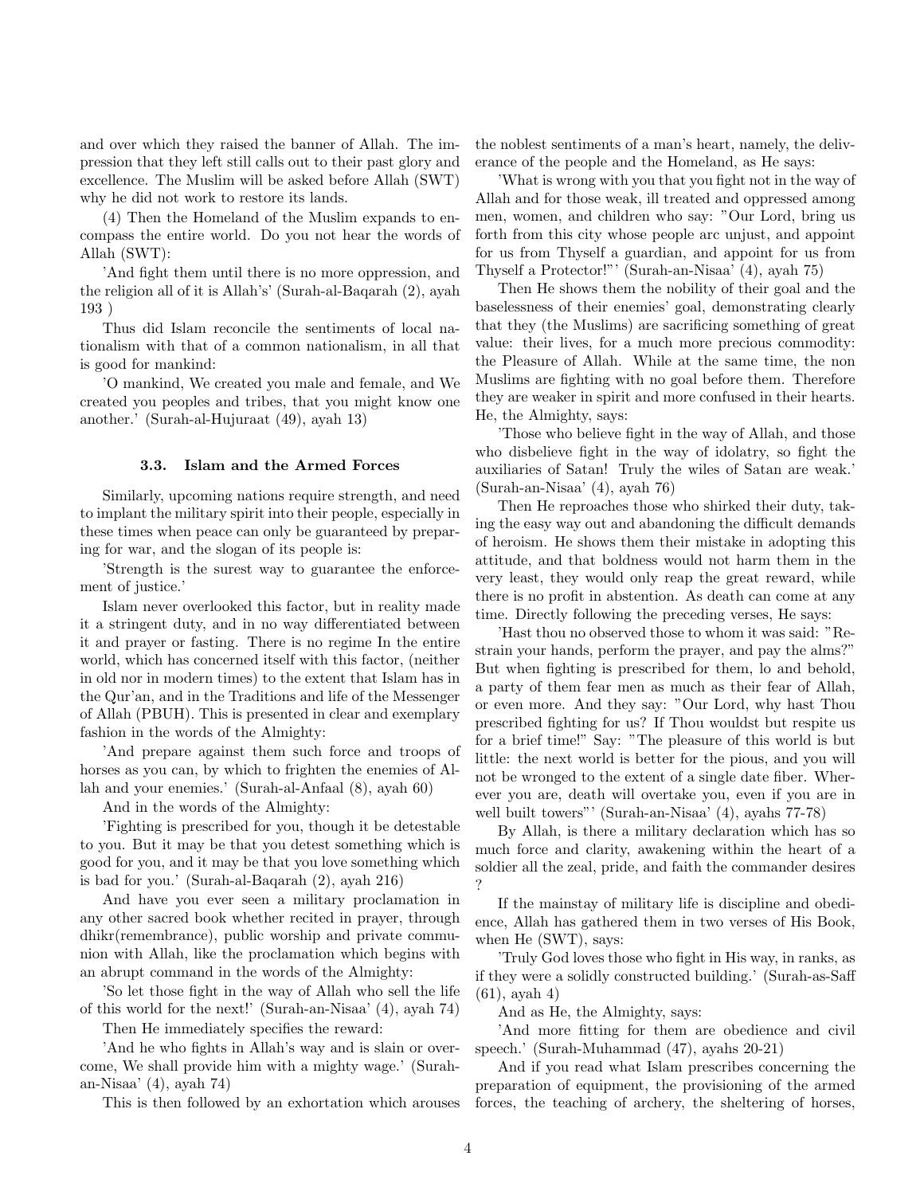and over which they raised the banner of Allah. The impression that they left still calls out to their past glory and excellence. The Muslim will be asked before Allah (SWT) why he did not work to restore its lands.

(4) Then the Homeland of the Muslim expands to encompass the entire world. Do you not hear the words of Allah (SWT):

'And fight them until there is no more oppression, and the religion all of it is Allah's' (Surah-al-Baqarah (2), ayah 193 )

Thus did Islam reconcile the sentiments of local nationalism with that of a common nationalism, in all that is good for mankind:

'O mankind, We created you male and female, and We created you peoples and tribes, that you might know one another.' (Surah-al-Hujuraat (49), ayah 13)

### 3.3. Islam and the Armed Forces

Similarly, upcoming nations require strength, and need to implant the military spirit into their people, especially in these times when peace can only be guaranteed by preparing for war, and the slogan of its people is:

'Strength is the surest way to guarantee the enforcement of justice.'

Islam never overlooked this factor, but in reality made it a stringent duty, and in no way differentiated between it and prayer or fasting. There is no regime In the entire world, which has concerned itself with this factor, (neither in old nor in modern times) to the extent that Islam has in the Qur'an, and in the Traditions and life of the Messenger of Allah (PBUH). This is presented in clear and exemplary fashion in the words of the Almighty:

'And prepare against them such force and troops of horses as you can, by which to frighten the enemies of Allah and your enemies.' (Surah-al-Anfaal (8), ayah 60)

And in the words of the Almighty:

'Fighting is prescribed for you, though it be detestable to you. But it may be that you detest something which is good for you, and it may be that you love something which is bad for you.' (Surah-al-Baqarah (2), ayah 216)

And have you ever seen a military proclamation in any other sacred book whether recited in prayer, through dhikr(remembrance), public worship and private communion with Allah, like the proclamation which begins with an abrupt command in the words of the Almighty:

'So let those fight in the way of Allah who sell the life of this world for the next!' (Surah-an-Nisaa' (4), ayah 74)

Then He immediately specifies the reward:

'And he who fights in Allah's way and is slain or overcome, We shall provide him with a mighty wage.' (Surah-an-Nisaa' (4), ayah 74)

This is then followed by an exhortation which arouses the noblest sentiments of a man's heart, namely, the deliverance of the people and the Homeland, as He says:

'What is wrong with you that you fight not in the way of Allah and for those weak, ill treated and oppressed among men, women, and children who say: "Our Lord, bring us forth from this city whose people arc unjust, and appoint for us from Thyself a guardian, and appoint for us from Thyself a Protector!"' (Surah-an-Nisaa' (4), ayah 75)

Then He shows them the nobility of their goal and the baselessness of their enemies' goal, demonstrating clearly that they (the Muslims) are sacrificing something of great value: their lives, for a much more precious commodity: the Pleasure of Allah. While at the same time, the non Muslims are fighting with no goal before them. Therefore they are weaker in spirit and more confused in their hearts. He, the Almighty, says:

'Those who believe fight in the way of Allah, and those who disbelieve fight in the way of idolatry, so fight the auxiliaries of Satan! Truly the wiles of Satan are weak.' (Surah-an-Nisaa' (4), ayah 76)

Then He reproaches those who shirked their duty, taking the easy way out and abandoning the difficult demands of heroism. He shows them their mistake in adopting this attitude, and that boldness would not harm them in the very least, they would only reap the great reward, while there is no profit in abstention. As death can come at any time. Directly following the preceding verses, He says:

'Hast thou no observed those to whom it was said: "Restrain your hands, perform the prayer, and pay the alms?" But when fighting is prescribed for them, lo and behold, a party of them fear men as much as their fear of Allah, or even more. And they say: "Our Lord, why hast Thou prescribed fighting for us? If Thou wouldst but respite us for a brief time!" Say: "The pleasure of this world is but little: the next world is better for the pious, and you will not be wronged to the extent of a single date fiber. Wherever you are, death will overtake you, even if you are in well built towers"' (Surah-an-Nisaa' (4), ayahs 77-78)

By Allah, is there a military declaration which has so much force and clarity, awakening within the heart of a soldier all the zeal, pride, and faith the commander desires ?

If the mainstay of military life is discipline and obedience, Allah has gathered them in two verses of His Book, when He (SWT), says:

'Truly God loves those who fight in His way, in ranks, as if they were a solidly constructed building.' (Surah-as-Saff (61), ayah 4)

And as He, the Almighty, says:

'And more fitting for them are obedience and civil speech.' (Surah-Muhammad (47), ayahs 20-21)

And if you read what Islam prescribes concerning the preparation of equipment, the provisioning of the armed forces, the teaching of archery, the sheltering of horses,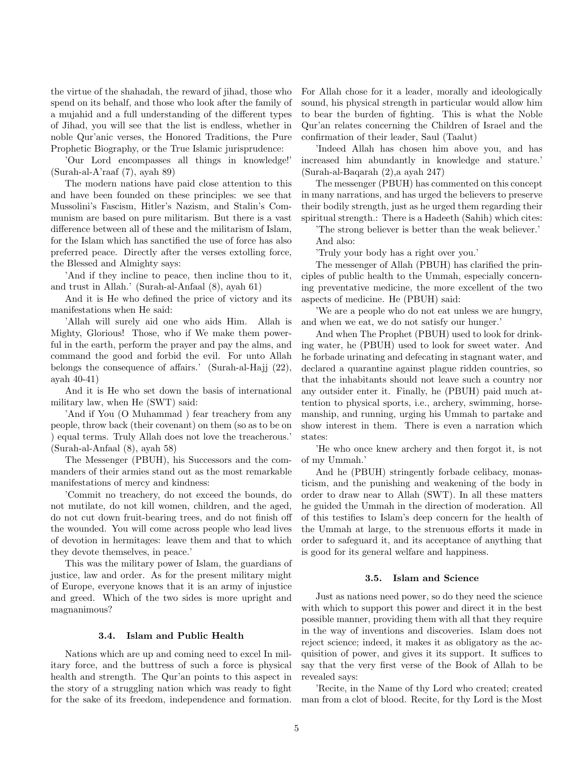the virtue of the shahadah, the reward of jihad, those who spend on its behalf, and those who look after the family of a mujahid and a full understanding of the different types of Jihad, you will see that the list is endless, whether in noble Qur'anic verses, the Honored Traditions, the Pure Prophetic Biography, or the True Islamic jurisprudence:

'Our Lord encompasses all things in knowledge!' (Surah-al-A'raaf (7), ayah 89)

The modern nations have paid close attention to this and have been founded on these principles: we see that Mussolini's Fascism, Hitler's Nazism, and Stalin's Communism are based on pure militarism. But there is a vast difference between all of these and the militarism of Islam, for the Islam which has sanctified the use of force has also preferred peace. Directly after the verses extolling force, the Blessed and Almighty says:

'And if they incline to peace, then incline thou to it, and trust in Allah.' (Surah-al-Anfaal (8), ayah 61)

And it is He who defined the price of victory and its manifestations when He said:

'Allah will surely aid one who aids Him. Allah is Mighty, Glorious! Those, who if We make them powerful in the earth, perform the prayer and pay the alms, and command the good and forbid the evil. For unto Allah belongs the consequence of affairs.' (Surah-al-Hajj (22), ayah 40-41)

And it is He who set down the basis of international military law, when He (SWT) said:

'And if You (O Muhammad ) fear treachery from any people, throw back (their covenant) on them (so as to be on ) equal terms. Truly Allah does not love the treacherous.' (Surah-al-Anfaal (8), ayah 58)

The Messenger (PBUH), his Successors and the commanders of their armies stand out as the most remarkable manifestations of mercy and kindness:

'Commit no treachery, do not exceed the bounds, do not mutilate, do not kill women, children, and the aged, do not cut down fruit-bearing trees, and do not finish off the wounded. You will come across people who lead lives of devotion in hermitages: leave them and that to which they devote themselves, in peace.'

This was the military power of Islam, the guardians of justice, law and order. As for the present military might of Europe, everyone knows that it is an army of injustice and greed. Which of the two sides is more upright and magnanimous?

### 3.4. Islam and Public Health

Nations which are up and coming need to excel In military force, and the buttress of such a force is physical health and strength. The Qur'an points to this aspect in the story of a struggling nation which was ready to fight for the sake of its freedom, independence and formation. For Allah chose for it a leader, morally and ideologically sound, his physical strength in particular would allow him to bear the burden of fighting. This is what the Noble Qur'an relates concerning the Children of Israel and the confirmation of their leader, Saul (Taalut)

'Indeed Allah has chosen him above you, and has increased him abundantly in knowledge and stature.' (Surah-al-Baqarah (2),a ayah 247)

The messenger (PBUH) has commented on this concept in many narrations, and has urged the believers to preserve their bodily strength, just as he urged them regarding their spiritual strength.: There is a Hadeeth (Sahih) which cites:

'The strong believer is better than the weak believer.'

And also:

'Truly your body has a right over you.'

The messenger of Allah (PBUH) has clarified the principles of public health to the Ummah, especially concerning preventative medicine, the more excellent of the two aspects of medicine. He (PBUH) said:

'We are a people who do not eat unless we are hungry, and when we eat, we do not satisfy our hunger.'

And when The Prophet (PBUH) used to look for drinking water, he (PBUH) used to look for sweet water. And he forbade urinating and defecating in stagnant water, and declared a quarantine against plague ridden countries, so that the inhabitants should not leave such a country nor any outsider enter it. Finally, he (PBUH) paid much attention to physical sports, i.e., archery, swimming, horsemanship, and running, urging his Ummah to partake and show interest in them. There is even a narration which states:

'He who once knew archery and then forgot it, is not of my Ummah.'

And he (PBUH) stringently forbade celibacy, monasticism, and the punishing and weakening of the body in order to draw near to Allah (SWT). In all these matters he guided the Ummah in the direction of moderation. All of this testifies to Islam's deep concern for the health of the Ummah at large, to the strenuous efforts it made in order to safeguard it, and its acceptance of anything that is good for its general welfare and happiness.

### 3.5. Islam and Science

Just as nations need power, so do they need the science with which to support this power and direct it in the best possible manner, providing them with all that they require in the way of inventions and discoveries. Islam does not reject science; indeed, it makes it as obligatory as the acquisition of power, and gives it its support. It suffices to say that the very first verse of the Book of Allah to be revealed says:

'Recite, in the Name of thy Lord who created; created man from a clot of blood. Recite, for thy Lord is the Most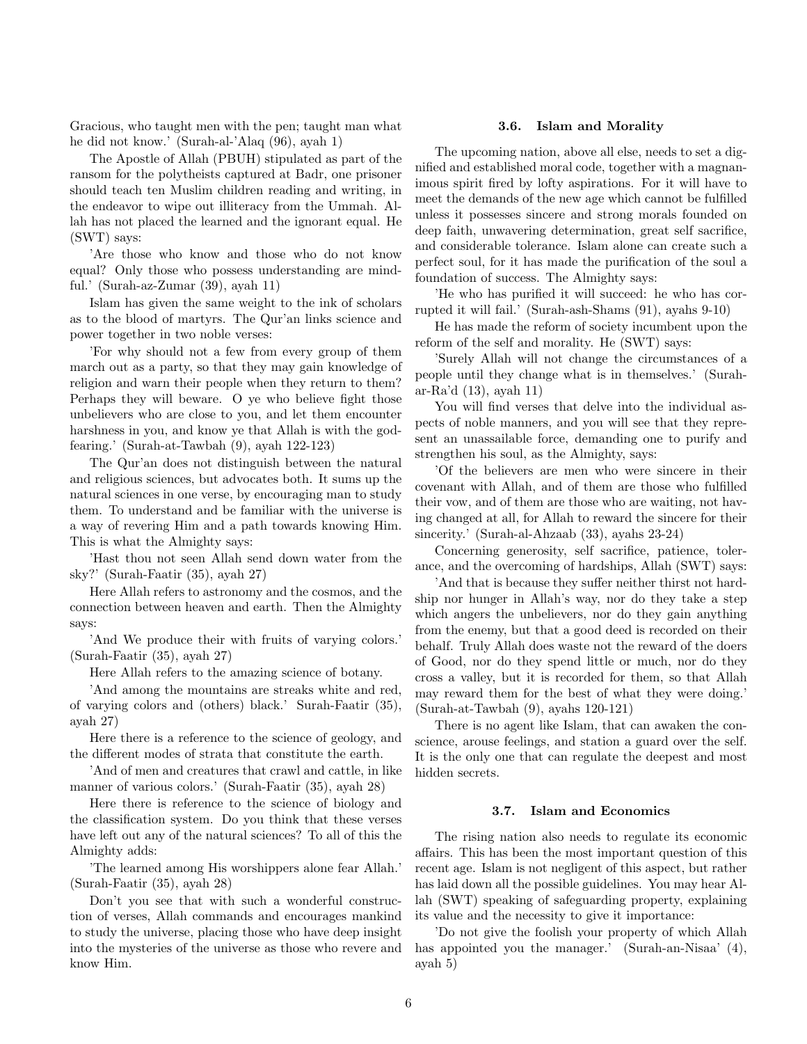Gracious, who taught men with the pen; taught man what he did not know.' (Surah-al-'Alaq (96), ayah 1)

The Apostle of Allah (PBUH) stipulated as part of the ransom for the polytheists captured at Badr, one prisoner should teach ten Muslim children reading and writing, in the endeavor to wipe out illiteracy from the Ummah. Allah has not placed the learned and the ignorant equal. He (SWT) says:

'Are those who know and those who do not know equal? Only those who possess understanding are mindful.' (Surah-az-Zumar (39), ayah 11)

Islam has given the same weight to the ink of scholars as to the blood of martyrs. The Qur'an links science and power together in two noble verses:

'For why should not a few from every group of them march out as a party, so that they may gain knowledge of religion and warn their people when they return to them? Perhaps they will beware. O ye who believe fight those unbelievers who are close to you, and let them encounter harshness in you, and know ye that Allah is with the god-fearing.' (Surah-at-Tawbah (9), ayah 122-123)

The Qur'an does not distinguish between the natural and religious sciences, but advocates both. It sums up the natural sciences in one verse, by encouraging man to study them. To understand and be familiar with the universe is a way of revering Him and a path towards knowing Him. This is what the Almighty says:

'Hast thou not seen Allah send down water from the sky?' (Surah-Faatir (35), ayah 27)

Here Allah refers to astronomy and the cosmos, and the connection between heaven and earth. Then the Almighty says:

'And We produce their with fruits of varying colors.' (Surah-Faatir (35), ayah 27)

Here Allah refers to the amazing science of botany.

'And among the mountains are streaks white and red, of varying colors and (others) black.' Surah-Faatir (35), ayah 27)

Here there is a reference to the science of geology, and the different modes of strata that constitute the earth.

'And of men and creatures that crawl and cattle, in like manner of various colors.' (Surah-Faatir (35), ayah 28)

Here there is reference to the science of biology and the classification system. Do you think that these verses have left out any of the natural sciences? To all of this the Almighty adds:

'The learned among His worshippers alone fear Allah.' (Surah-Faatir (35), ayah 28)

Don't you see that with such a wonderful construction of verses, Allah commands and encourages mankind to study the universe, placing those who have deep insight into the mysteries of the universe as those who revere and know Him.

### 3.6. Islam and Morality

The upcoming nation, above all else, needs to set a dignified and established moral code, together with a magnanimous spirit fired by lofty aspirations. For it will have to meet the demands of the new age which cannot be fulfilled unless it possesses sincere and strong morals founded on deep faith, unwavering determination, great self sacrifice, and considerable tolerance. Islam alone can create such a perfect soul, for it has made the purification of the soul a foundation of success. The Almighty says:

'He who has purified it will succeed: he who has corrupted it will fail.' (Surah-ash-Shams (91), ayahs 9-10)

He has made the reform of society incumbent upon the reform of the self and morality. He (SWT) says:

'Surely Allah will not change the circumstances of a people until they change what is in themselves.' (Surah-ar-Ra'd (13), ayah 11)

You will find verses that delve into the individual aspects of noble manners, and you will see that they represent an unassailable force, demanding one to purify and strengthen his soul, as the Almighty, says:

'Of the believers are men who were sincere in their covenant with Allah, and of them are those who fulfilled their vow, and of them are those who are waiting, not having changed at all, for Allah to reward the sincere for their sincerity.' (Surah-al-Ahzaab (33), ayahs 23-24)

Concerning generosity, self sacrifice, patience, tolerance, and the overcoming of hardships, Allah (SWT) says:

'And that is because they suffer neither thirst not hardship nor hunger in Allah's way, nor do they take a step which angers the unbelievers, nor do they gain anything from the enemy, but that a good deed is recorded on their behalf. Truly Allah does waste not the reward of the doers of Good, nor do they spend little or much, nor do they cross a valley, but it is recorded for them, so that Allah may reward them for the best of what they were doing.' (Surah-at-Tawbah (9), ayahs 120-121)

There is no agent like Islam, that can awaken the conscience, arouse feelings, and station a guard over the self. It is the only one that can regulate the deepest and most hidden secrets.

### 3.7. Islam and Economics

The rising nation also needs to regulate its economic affairs. This has been the most important question of this recent age. Islam is not negligent of this aspect, but rather has laid down all the possible guidelines. You may hear Allah (SWT) speaking of safeguarding property, explaining its value and the necessity to give it importance:

'Do not give the foolish your property of which Allah has appointed you the manager.' (Surah-an-Nisaa' (4), ayah 5)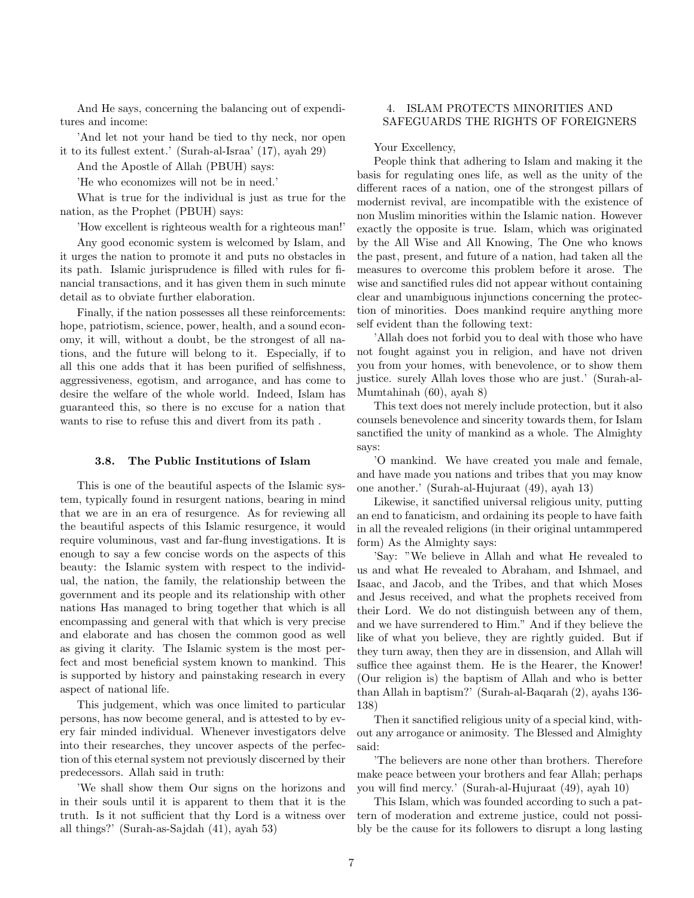And He says, concerning the balancing out of expenditures and income:

'And let not your hand be tied to thy neck, nor open it to its fullest extent.' (Surah-al-Israa' (17), ayah 29)

And the Apostle of Allah (PBUH) says:

'He who economizes will not be in need.'

What is true for the individual is just as true for the nation, as the Prophet (PBUH) says:

'How excellent is righteous wealth for a righteous man!'

Any good economic system is welcomed by Islam, and it urges the nation to promote it and puts no obstacles in its path. Islamic jurisprudence is filled with rules for financial transactions, and it has given them in such minute detail as to obviate further elaboration.

Finally, if the nation possesses all these reinforcements: hope, patriotism, science, power, health, and a sound economy, it will, without a doubt, be the strongest of all nations, and the future will belong to it. Especially, if to all this one adds that it has been purified of selfishness, aggressiveness, egotism, and arrogance, and has come to desire the welfare of the whole world. Indeed, Islam has guaranteed this, so there is no excuse for a nation that wants to rise to refuse this and divert from its path .

### 3.8. The Public Institutions of Islam

This is one of the beautiful aspects of the Islamic system, typically found in resurgent nations, bearing in mind that we are in an era of resurgence. As for reviewing all the beautiful aspects of this Islamic resurgence, it would require voluminous, vast and far-flung investigations. It is enough to say a few concise words on the aspects of this beauty: the Islamic system with respect to the individual, the nation, the family, the relationship between the government and its people and its relationship with other nations Has managed to bring together that which is all encompassing and general with that which is very precise and elaborate and has chosen the common good as well as giving it clarity. The Islamic system is the most perfect and most beneficial system known to mankind. This is supported by history and painstaking research in every aspect of national life.

This judgement, which was once limited to particular persons, has now become general, and is attested to by every fair minded individual. Whenever investigators delve into their researches, they uncover aspects of the perfection of this eternal system not previously discerned by their predecessors. Allah said in truth:

'We shall show them Our signs on the horizons and in their souls until it is apparent to them that it is the truth. Is it not sufficient that thy Lord is a witness over all things?' (Surah-as-Sajdah (41), ayah 53)

## 4. ISLAM PROTECTS MINORITIES AND SAFEGUARDS THE RIGHTS OF FOREIGNERS

Your Excellency,

People think that adhering to Islam and making it the basis for regulating ones life, as well as the unity of the different races of a nation, one of the strongest pillars of modernist revival, are incompatible with the existence of non Muslim minorities within the Islamic nation. However exactly the opposite is true. Islam, which was originated by the All Wise and All Knowing, The One who knows the past, present, and future of a nation, had taken all the measures to overcome this problem before it arose. The wise and sanctified rules did not appear without containing clear and unambiguous injunctions concerning the protection of minorities. Does mankind require anything more self evident than the following text:

'Allah does not forbid you to deal with those who have not fought against you in religion, and have not driven you from your homes, with benevolence, or to show them justice. surely Allah loves those who are just.' (Surah-al-Mumtahinah (60), ayah 8)

This text does not merely include protection, but it also counsels benevolence and sincerity towards them, for Islam sanctified the unity of mankind as a whole. The Almighty says:

'O mankind. We have created you male and female, and have made you nations and tribes that you may know one another.' (Surah-al-Hujuraat (49), ayah 13)

Likewise, it sanctified universal religious unity, putting an end to fanaticism, and ordaining its people to have faith in all the revealed religions (in their original untammpered form) As the Almighty says:

'Say: "We believe in Allah and what He revealed to us and what He revealed to Abraham, and Ishmael, and Isaac, and Jacob, and the Tribes, and that which Moses and Jesus received, and what the prophets received from their Lord. We do not distinguish between any of them, and we have surrendered to Him." And if they believe the like of what you believe, they are rightly guided. But if they turn away, then they are in dissension, and Allah will suffice thee against them. He is the Hearer, the Knower! (Our religion is) the baptism of Allah and who is better than Allah in baptism?' (Surah-al-Baqarah (2), ayahs 136-138)

Then it sanctified religious unity of a special kind, without any arrogance or animosity. The Blessed and Almighty said:

'The believers are none other than brothers. Therefore make peace between your brothers and fear Allah; perhaps you will find mercy.' (Surah-al-Hujuraat (49), ayah 10)

This Islam, which was founded according to such a pattern of moderation and extreme justice, could not possibly be the cause for its followers to disrupt a long lasting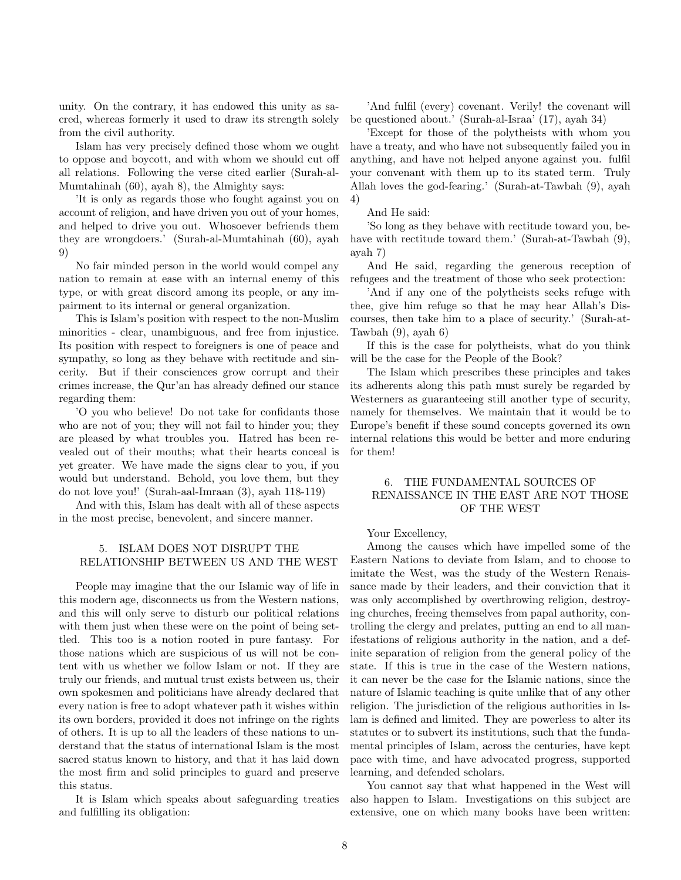unity. On the contrary, it has endowed this unity as sacred, whereas formerly it used to draw its strength solely from the civil authority.

Islam has very precisely defined those whom we ought to oppose and boycott, and with whom we should cut off all relations. Following the verse cited earlier (Surah-al-Mumtahinah (60), ayah 8), the Almighty says:

'It is only as regards those who fought against you on account of religion, and have driven you out of your homes, and helped to drive you out. Whosoever befriends them they are wrongdoers.' (Surah-al-Mumtahinah (60), ayah 9)

No fair minded person in the world would compel any nation to remain at ease with an internal enemy of this type, or with great discord among its people, or any impairment to its internal or general organization.

This is Islam's position with respect to the non-Muslim minorities - clear, unambiguous, and free from injustice. Its position with respect to foreigners is one of peace and sympathy, so long as they behave with rectitude and sincerity. But if their consciences grow corrupt and their crimes increase, the Qur'an has already defined our stance regarding them:

'O you who believe! Do not take for confidants those who are not of you; they will not fail to hinder you; they are pleased by what troubles you. Hatred has been revealed out of their mouths; what their hearts conceal is yet greater. We have made the signs clear to you, if you would but understand. Behold, you love them, but they do not love you!' (Surah-aal-Imraan (3), ayah 118-119)

And with this, Islam has dealt with all of these aspects in the most precise, benevolent, and sincere manner.

## 5. ISLAM DOES NOT DISRUPT THE RELATIONSHIP BETWEEN US AND THE WEST

People may imagine that the our Islamic way of life in this modern age, disconnects us from the Western nations, and this will only serve to disturb our political relations with them just when these were on the point of being settled. This too is a notion rooted in pure fantasy. For those nations which are suspicious of us will not be content with us whether we follow Islam or not. If they are truly our friends, and mutual trust exists between us, their own spokesmen and politicians have already declared that every nation is free to adopt whatever path it wishes within its own borders, provided it does not infringe on the rights of others. It is up to all the leaders of these nations to understand that the status of international Islam is the most sacred status known to history, and that it has laid down the most firm and solid principles to guard and preserve this status.

It is Islam which speaks about safeguarding treaties and fulfilling its obligation:

'And fulfil (every) covenant. Verily! the covenant will be questioned about.' (Surah-al-Israa' (17), ayah 34)

'Except for those of the polytheists with whom you have a treaty, and who have not subsequently failed you in anything, and have not helped anyone against you. fulfil your convenant with them up to its stated term. Truly Allah loves the god-fearing.' (Surah-at-Tawbah (9), ayah 4)

And He said:

'So long as they behave with rectitude toward you, behave with rectitude toward them.' (Surah-at-Tawbah (9), ayah 7)

And He said, regarding the generous reception of refugees and the treatment of those who seek protection:

'And if any one of the polytheists seeks refuge with thee, give him refuge so that he may hear Allah's Discourses, then take him to a place of security.' (Surah-at-Tawbah (9), ayah 6)

If this is the case for polytheists, what do you think will be the case for the People of the Book?

The Islam which prescribes these principles and takes its adherents along this path must surely be regarded by Westerners as guaranteeing still another type of security, namely for themselves. We maintain that it would be to Europe's benefit if these sound concepts governed its own internal relations this would be better and more enduring for them!

## 6. THE FUNDAMENTAL SOURCES OF RENAISSANCE IN THE EAST ARE NOT THOSE OF THE WEST

Your Excellency,

Among the causes which have impelled some of the Eastern Nations to deviate from Islam, and to choose to imitate the West, was the study of the Western Renaissance made by their leaders, and their conviction that it was only accomplished by overthrowing religion, destroying churches, freeing themselves from papal authority, controlling the clergy and prelates, putting an end to all manifestations of religious authority in the nation, and a definite separation of religion from the general policy of the state. If this is true in the case of the Western nations, it can never be the case for the Islamic nations, since the nature of Islamic teaching is quite unlike that of any other religion. The jurisdiction of the religious authorities in Islam is defined and limited. They are powerless to alter its statutes or to subvert its institutions, such that the fundamental principles of Islam, across the centuries, have kept pace with time, and have advocated progress, supported learning, and defended scholars.

You cannot say that what happened in the West will also happen to Islam. Investigations on this subject are extensive, one on which many books have been written: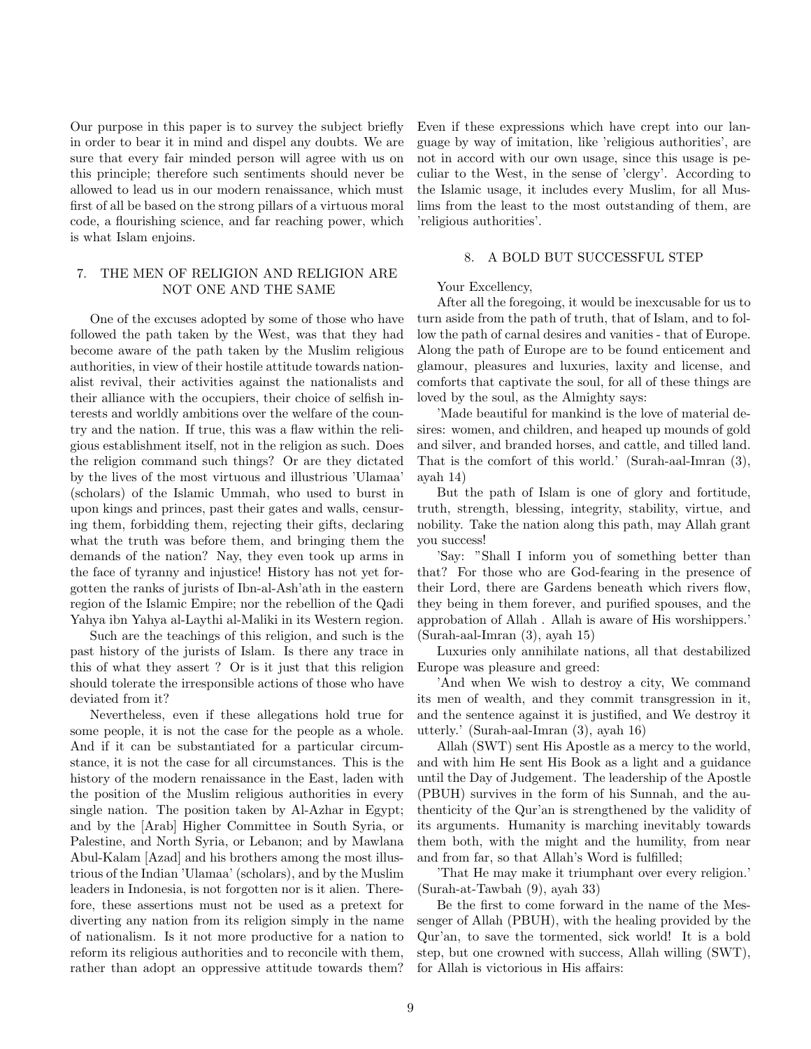Our purpose in this paper is to survey the subject briefly in order to bear it in mind and dispel any doubts. We are sure that every fair minded person will agree with us on this principle; therefore such sentiments should never be allowed to lead us in our modern renaissance, which must first of all be based on the strong pillars of a virtuous moral code, a flourishing science, and far reaching power, which is what Islam enjoins.

## 7. THE MEN OF RELIGION AND RELIGION ARE NOT ONE AND THE SAME

One of the excuses adopted by some of those who have followed the path taken by the West, was that they had become aware of the path taken by the Muslim religious authorities, in view of their hostile attitude towards nationalist revival, their activities against the nationalists and their alliance with the occupiers, their choice of selfish interests and worldly ambitions over the welfare of the country and the nation. If true, this was a flaw within the religious establishment itself, not in the religion as such. Does the religion command such things? Or are they dictated by the lives of the most virtuous and illustrious 'Ulamaa' (scholars) of the Islamic Ummah, who used to burst in upon kings and princes, past their gates and walls, censuring them, forbidding them, rejecting their gifts, declaring what the truth was before them, and bringing them the demands of the nation? Nay, they even took up arms in the face of tyranny and injustice! History has not yet forgotten the ranks of jurists of Ibn-al-Ash'ath in the eastern region of the Islamic Empire; nor the rebellion of the Qadi Yahya ibn Yahya al-Laythi al-Maliki in its Western region.

Such are the teachings of this religion, and such is the past history of the jurists of Islam. Is there any trace in this of what they assert ? Or is it just that this religion should tolerate the irresponsible actions of those who have deviated from it?

Nevertheless, even if these allegations hold true for some people, it is not the case for the people as a whole. And if it can be substantiated for a particular circumstance, it is not the case for all circumstances. This is the history of the modern renaissance in the East, laden with the position of the Muslim religious authorities in every single nation. The position taken by Al-Azhar in Egypt; and by the [Arab] Higher Committee in South Syria, or Palestine, and North Syria, or Lebanon; and by Mawlana Abul-Kalam [Azad] and his brothers among the most illustrious of the Indian 'Ulamaa' (scholars), and by the Muslim leaders in Indonesia, is not forgotten nor is it alien. Therefore, these assertions must not be used as a pretext for diverting any nation from its religion simply in the name of nationalism. Is it not more productive for a nation to reform its religious authorities and to reconcile with them, rather than adopt an oppressive attitude towards them? Even if these expressions which have crept into our language by way of imitation, like 'religious authorities', are not in accord with our own usage, since this usage is peculiar to the West, in the sense of 'clergy'. According to the Islamic usage, it includes every Muslim, for all Muslims from the least to the most outstanding of them, are 'religious authorities'.

## 8. A BOLD BUT SUCCESSFUL STEP

Your Excellency,

After all the foregoing, it would be inexcusable for us to turn aside from the path of truth, that of Islam, and to follow the path of carnal desires and vanities - that of Europe. Along the path of Europe are to be found enticement and glamour, pleasures and luxuries, laxity and license, and comforts that captivate the soul, for all of these things are loved by the soul, as the Almighty says:

'Made beautiful for mankind is the love of material desires: women, and children, and heaped up mounds of gold and silver, and branded horses, and cattle, and tilled land. That is the comfort of this world.' (Surah-aal-Imran (3), ayah 14)

But the path of Islam is one of glory and fortitude, truth, strength, blessing, integrity, stability, virtue, and nobility. Take the nation along this path, may Allah grant you success!

'Say: "Shall I inform you of something better than that? For those who are God-fearing in the presence of their Lord, there are Gardens beneath which rivers flow, they being in them forever, and purified spouses, and the approbation of Allah . Allah is aware of His worshippers.' (Surah-aal-Imran (3), ayah 15)

Luxuries only annihilate nations, all that destabilized Europe was pleasure and greed:

'And when We wish to destroy a city, We command its men of wealth, and they commit transgression in it, and the sentence against it is justified, and We destroy it utterly.' (Surah-aal-Imran (3), ayah 16)

Allah (SWT) sent His Apostle as a mercy to the world, and with him He sent His Book as a light and a guidance until the Day of Judgement. The leadership of the Apostle (PBUH) survives in the form of his Sunnah, and the authenticity of the Qur'an is strengthened by the validity of its arguments. Humanity is marching inevitably towards them both, with the might and the humility, from near and from far, so that Allah's Word is fulfilled;

'That He may make it triumphant over every religion.' (Surah-at-Tawbah (9), ayah 33)

Be the first to come forward in the name of the Messenger of Allah (PBUH), with the healing provided by the Qur'an, to save the tormented, sick world! It is a bold step, but one crowned with success, Allah willing (SWT), for Allah is victorious in His affairs: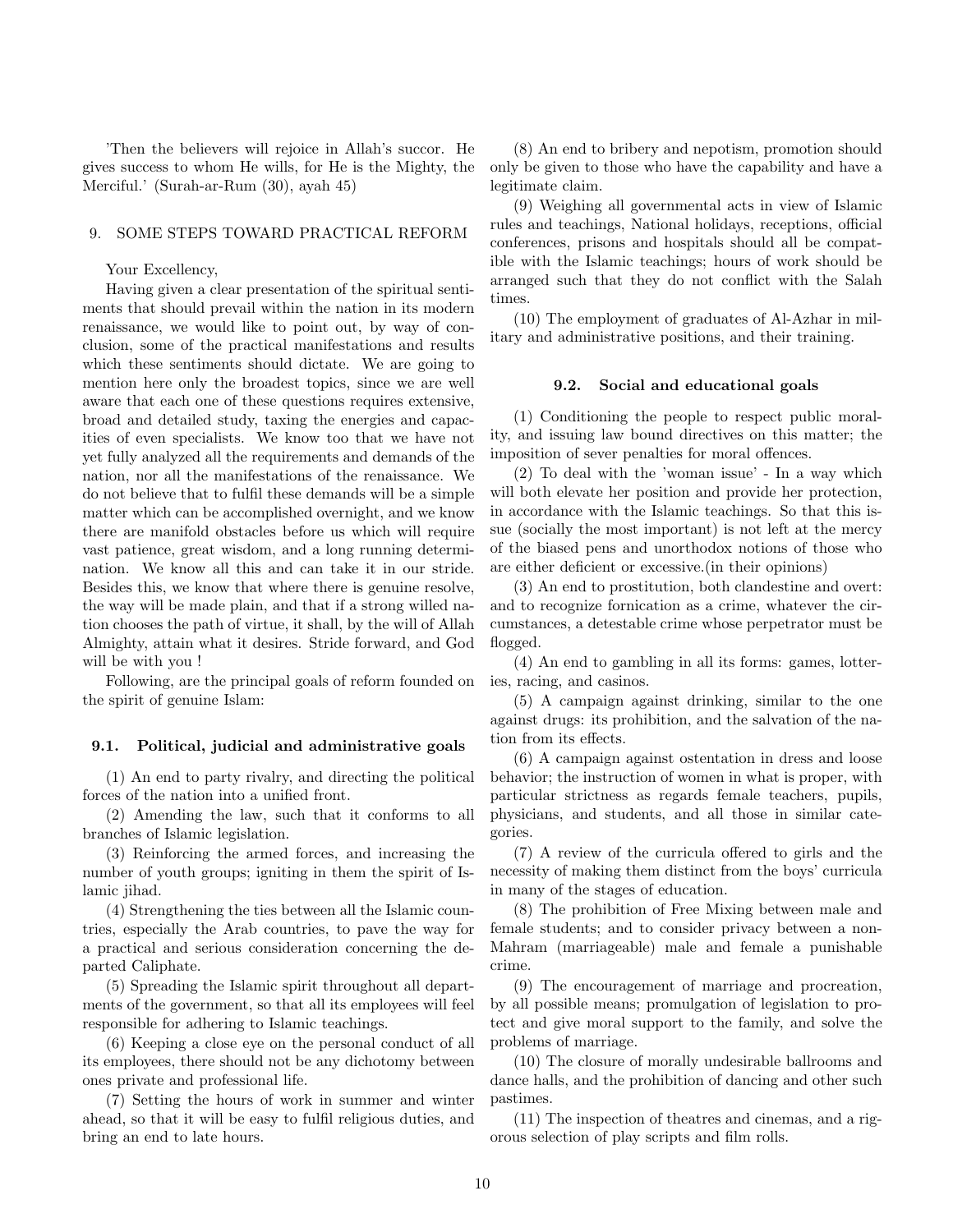'Then the believers will rejoice in Allah's succor. He gives success to whom He wills, for He is the Mighty, the Merciful.' (Surah-ar-Rum (30), ayah 45)

## 9. SOME STEPS TOWARD PRACTICAL REFORM

Your Excellency,

Having given a clear presentation of the spiritual sentiments that should prevail within the nation in its modern renaissance, we would like to point out, by way of conclusion, some of the practical manifestations and results which these sentiments should dictate. We are going to mention here only the broadest topics, since we are well aware that each one of these questions requires extensive, broad and detailed study, taxing the energies and capacities of even specialists. We know too that we have not yet fully analyzed all the requirements and demands of the nation, nor all the manifestations of the renaissance. We do not believe that to fulfil these demands will be a simple matter which can be accomplished overnight, and we know there are manifold obstacles before us which will require vast patience, great wisdom, and a long running determination. We know all this and can take it in our stride. Besides this, we know that where there is genuine resolve, the way will be made plain, and that if a strong willed nation chooses the path of virtue, it shall, by the will of Allah Almighty, attain what it desires. Stride forward, and God will be with you !

Following, are the principal goals of reform founded on the spirit of genuine Islam:

### 9.1. Political, judicial and administrative goals

(1) An end to party rivalry, and directing the political forces of the nation into a unified front.

(2) Amending the law, such that it conforms to all branches of Islamic legislation.

(3) Reinforcing the armed forces, and increasing the number of youth groups; igniting in them the spirit of Islamic jihad.

(4) Strengthening the ties between all the Islamic countries, especially the Arab countries, to pave the way for a practical and serious consideration concerning the departed Caliphate.

(5) Spreading the Islamic spirit throughout all departments of the government, so that all its employees will feel responsible for adhering to Islamic teachings.

(6) Keeping a close eye on the personal conduct of all its employees, there should not be any dichotomy between ones private and professional life.

(7) Setting the hours of work in summer and winter ahead, so that it will be easy to fulfil religious duties, and bring an end to late hours.

(8) An end to bribery and nepotism, promotion should only be given to those who have the capability and have a legitimate claim.

(9) Weighing all governmental acts in view of Islamic rules and teachings, National holidays, receptions, official conferences, prisons and hospitals should all be compatible with the Islamic teachings; hours of work should be arranged such that they do not conflict with the Salah times.

(10) The employment of graduates of Al-Azhar in military and administrative positions, and their training.

### 9.2. Social and educational goals

(1) Conditioning the people to respect public morality, and issuing law bound directives on this matter; the imposition of sever penalties for moral offences.

(2) To deal with the 'woman issue' - In a way which will both elevate her position and provide her protection, in accordance with the Islamic teachings. So that this issue (socially the most important) is not left at the mercy of the biased pens and unorthodox notions of those who are either deficient or excessive.(in their opinions)

(3) An end to prostitution, both clandestine and overt: and to recognize fornication as a crime, whatever the circumstances, a detestable crime whose perpetrator must be flogged.

(4) An end to gambling in all its forms: games, lotteries, racing, and casinos.

(5) A campaign against drinking, similar to the one against drugs: its prohibition, and the salvation of the nation from its effects.

(6) A campaign against ostentation in dress and loose behavior; the instruction of women in what is proper, with particular strictness as regards female teachers, pupils, physicians, and students, and all those in similar categories.

(7) A review of the curricula offered to girls and the necessity of making them distinct from the boys' curricula in many of the stages of education.

(8) The prohibition of Free Mixing between male and female students; and to consider privacy between a non-Mahram (marriageable) male and female a punishable crime.

(9) The encouragement of marriage and procreation, by all possible means; promulgation of legislation to protect and give moral support to the family, and solve the problems of marriage.

(10) The closure of morally undesirable ballrooms and dance halls, and the prohibition of dancing and other such pastimes.

(11) The inspection of theatres and cinemas, and a rigorous selection of play scripts and film rolls.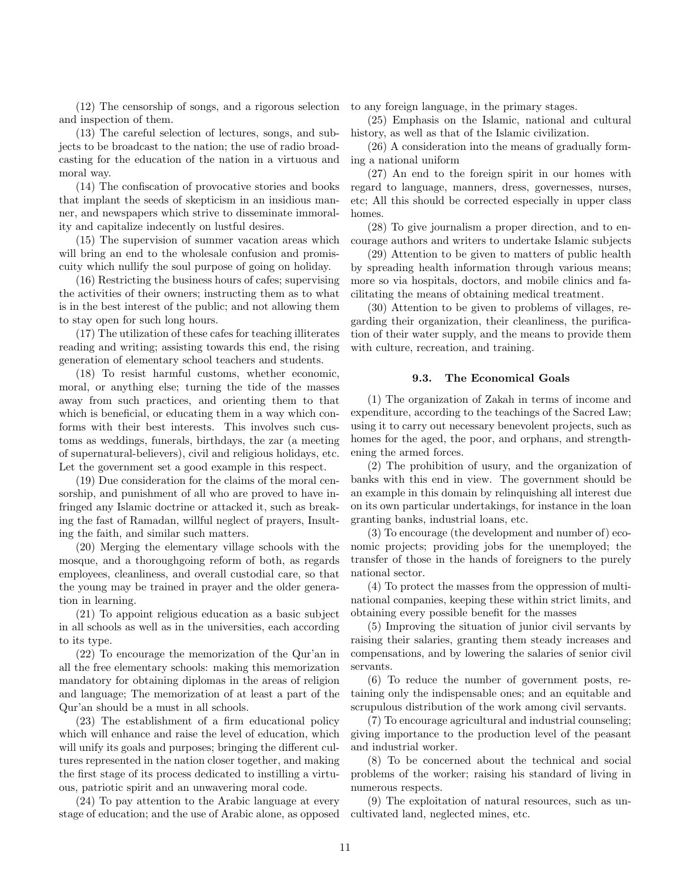(12) The censorship of songs, and a rigorous selection and inspection of them.

(13) The careful selection of lectures, songs, and subjects to be broadcast to the nation; the use of radio broadcasting for the education of the nation in a virtuous and moral way.

(14) The confiscation of provocative stories and books that implant the seeds of skepticism in an insidious manner, and newspapers which strive to disseminate immorality and capitalize indecently on lustful desires.

(15) The supervision of summer vacation areas which will bring an end to the wholesale confusion and promiscuity which nullify the soul purpose of going on holiday.

(16) Restricting the business hours of cafes; supervising the activities of their owners; instructing them as to what is in the best interest of the public; and not allowing them to stay open for such long hours.

(17) The utilization of these cafes for teaching illiterates reading and writing; assisting towards this end, the rising generation of elementary school teachers and students.

(18) To resist harmful customs, whether economic, moral, or anything else; turning the tide of the masses away from such practices, and orienting them to that which is beneficial, or educating them in a way which conforms with their best interests. This involves such customs as weddings, funerals, birthdays, the zar (a meeting of supernatural-believers), civil and religious holidays, etc. Let the government set a good example in this respect.

(19) Due consideration for the claims of the moral censorship, and punishment of all who are proved to have infringed any Islamic doctrine or attacked it, such as breaking the fast of Ramadan, willful neglect of prayers, Insulting the faith, and similar such matters.

(20) Merging the elementary village schools with the mosque, and a thoroughgoing reform of both, as regards employees, cleanliness, and overall custodial care, so that the young may be trained in prayer and the older generation in learning.

(21) To appoint religious education as a basic subject in all schools as well as in the universities, each according to its type.

(22) To encourage the memorization of the Qur'an in all the free elementary schools: making this memorization mandatory for obtaining diplomas in the areas of religion and language; The memorization of at least a part of the Qur'an should be a must in all schools.

(23) The establishment of a firm educational policy which will enhance and raise the level of education, which will unify its goals and purposes; bringing the different cultures represented in the nation closer together, and making the first stage of its process dedicated to instilling a virtuous, patriotic spirit and an unwavering moral code.

(24) To pay attention to the Arabic language at every stage of education; and the use of Arabic alone, as opposed to any foreign language, in the primary stages.

(25) Emphasis on the Islamic, national and cultural history, as well as that of the Islamic civilization.

(26) A consideration into the means of gradually forming a national uniform

(27) An end to the foreign spirit in our homes with regard to language, manners, dress, governesses, nurses, etc; All this should be corrected especially in upper class homes.

(28) To give journalism a proper direction, and to encourage authors and writers to undertake Islamic subjects

(29) Attention to be given to matters of public health by spreading health information through various means; more so via hospitals, doctors, and mobile clinics and facilitating the means of obtaining medical treatment.

(30) Attention to be given to problems of villages, regarding their organization, their cleanliness, the purification of their water supply, and the means to provide them with culture, recreation, and training.

### 9.3. The Economical Goals

(1) The organization of Zakah in terms of income and expenditure, according to the teachings of the Sacred Law; using it to carry out necessary benevolent projects, such as homes for the aged, the poor, and orphans, and strengthening the armed forces.

(2) The prohibition of usury, and the organization of banks with this end in view. The government should be an example in this domain by relinquishing all interest due on its own particular undertakings, for instance in the loan granting banks, industrial loans, etc.

(3) To encourage (the development and number of) economic projects; providing jobs for the unemployed; the transfer of those in the hands of foreigners to the purely national sector.

(4) To protect the masses from the oppression of multinational companies, keeping these within strict limits, and obtaining every possible benefit for the masses

(5) Improving the situation of junior civil servants by raising their salaries, granting them steady increases and compensations, and by lowering the salaries of senior civil servants.

(6) To reduce the number of government posts, retaining only the indispensable ones; and an equitable and scrupulous distribution of the work among civil servants.

(7) To encourage agricultural and industrial counseling; giving importance to the production level of the peasant and industrial worker.

(8) To be concerned about the technical and social problems of the worker; raising his standard of living in numerous respects.

(9) The exploitation of natural resources, such as uncultivated land, neglected mines, etc.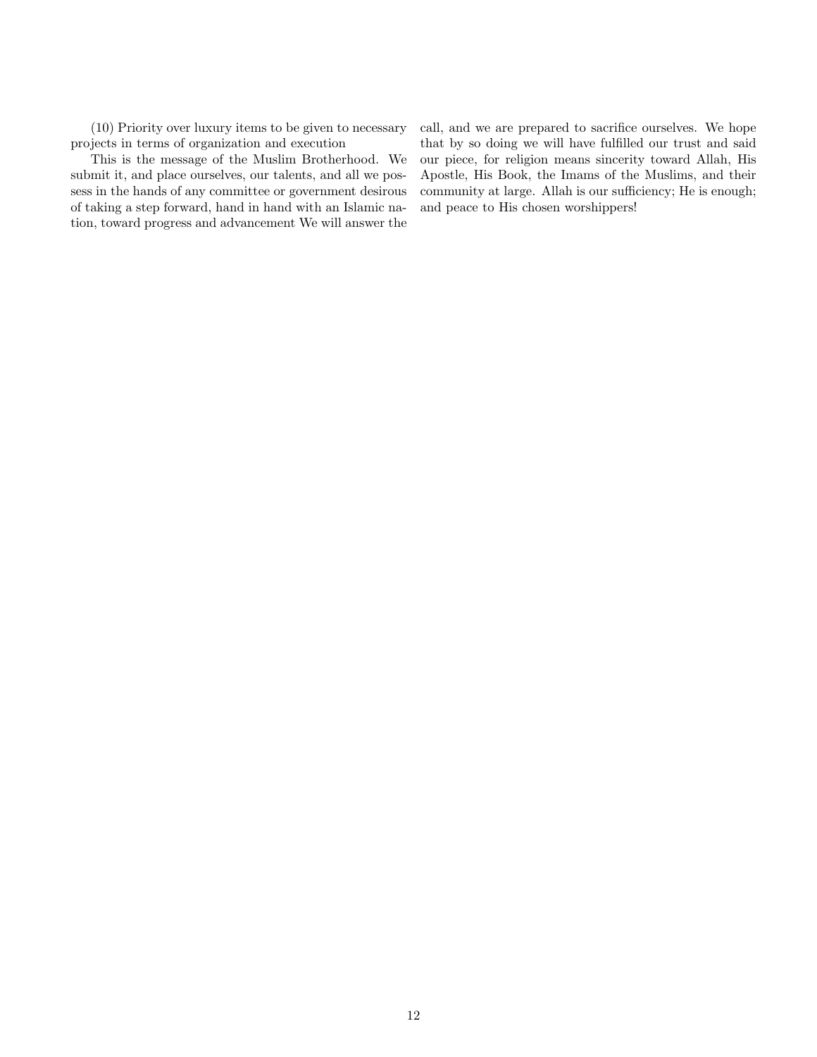(10) Priority over luxury items to be given to necessary projects in terms of organization and execution

This is the message of the Muslim Brotherhood. We submit it, and place ourselves, our talents, and all we possess in the hands of any committee or government desirous of taking a step forward, hand in hand with an Islamic nation, toward progress and advancement We will answer the call, and we are prepared to sacrifice ourselves. We hope that by so doing we will have fulfilled our trust and said our piece, for religion means sincerity toward Allah, His Apostle, His Book, the Imams of the Muslims, and their community at large. Allah is our sufficiency; He is enough; and peace to His chosen worshippers!